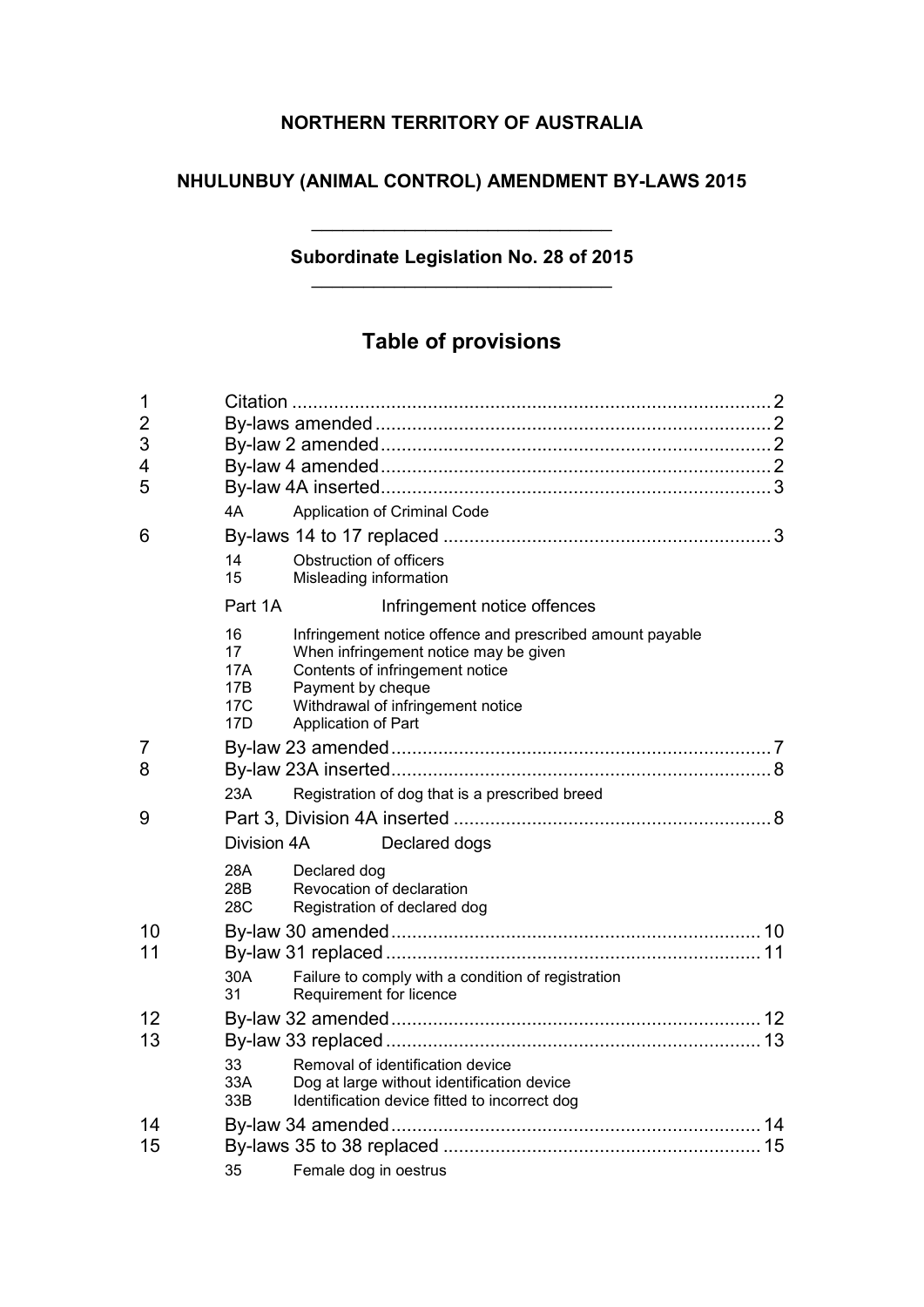**NORTHERN TERRITORY OF AUSTRALIA**

**NHULUNBUY (ANIMAL CONTROL) AMENDMENT BY-LAWS 2015**

---

**Subordinate Legislation No. 28 of 2015**

---

# Table of provisions

1 Citation ........ 2

2 By-laws amended ........ 2

3 By-law 2 amended ........ 2

4 By-law 4 amended ........ 2

5 By-law 4A inserted ........ 3

- 4A Application of Criminal Code

6 By-laws 14 to 17 replaced ........ 3

- 14 Obstruction of officers
- 15 Misleading information

Part 1A Infringement notice offences

- 16 Infringement notice offence and prescribed amount payable
- 17 When infringement notice may be given
- 17A Contents of infringement notice
- 17B Payment by cheque
- 17C Withdrawal of infringement notice
- 17D Application of Part

7 By-law 23 amended ........ 7

8 By-law 23A inserted ........ 8

- 23A Registration of dog that is a prescribed breed

9 Part 3, Division 4A inserted ........ 8

Division 4A Declared dogs

- 28A Declared dog
- 28B Revocation of declaration
- 28C Registration of declared dog

10 By-law 30 amended ........ 10

11 By-law 31 replaced ........ 11

- 30A Failure to comply with a condition of registration
- 31 Requirement for licence

12 By-law 32 amended ........ 12

13 By-law 33 replaced ........ 13

- 33 Removal of identification device
- 33A Dog at large without identification device
- 33B Identification device fitted to incorrect dog

14 By-law 34 amended ........ 14

15 By-laws 35 to 38 replaced ........ 15

- 35 Female dog in oestrus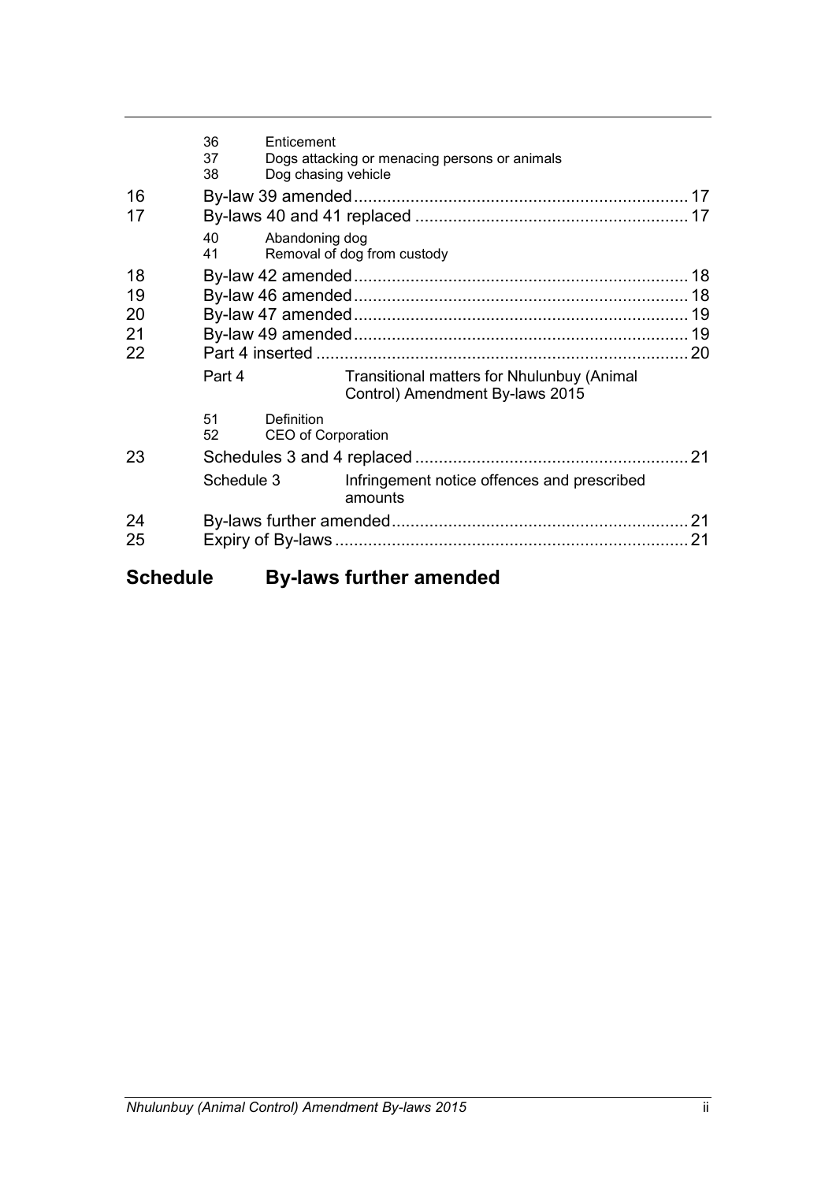| | | | |
|---|---|---|---|
| | 36 | Enticement | |
| | 37 | Dogs attacking or menacing persons or animals | |
| | 38 | Dog chasing vehicle | |
| 16 | By-law 39 amended | | 17 |
| 17 | By-laws 40 and 41 replaced | | 17 |
| | 40 | Abandoning dog | |
| | 41 | Removal of dog from custody | |
| 18 | By-law 42 amended | | 18 |
| 19 | By-law 46 amended | | 18 |
| 20 | By-law 47 amended | | 19 |
| 21 | By-law 49 amended | | 19 |
| 22 | Part 4 inserted | | 20 |
| | Part 4 | Transitional matters for Nhulunbuy (Animal Control) Amendment By-laws 2015 | |
| | 51 | Definition | |
| | 52 | CEO of Corporation | |
| 23 | Schedules 3 and 4 replaced | | 21 |
| | Schedule 3 | Infringement notice offences and prescribed amounts | |
| 24 | By-laws further amended | | 21 |
| 25 | Expiry of By-laws | | 21 |

**Schedule By-laws further amended**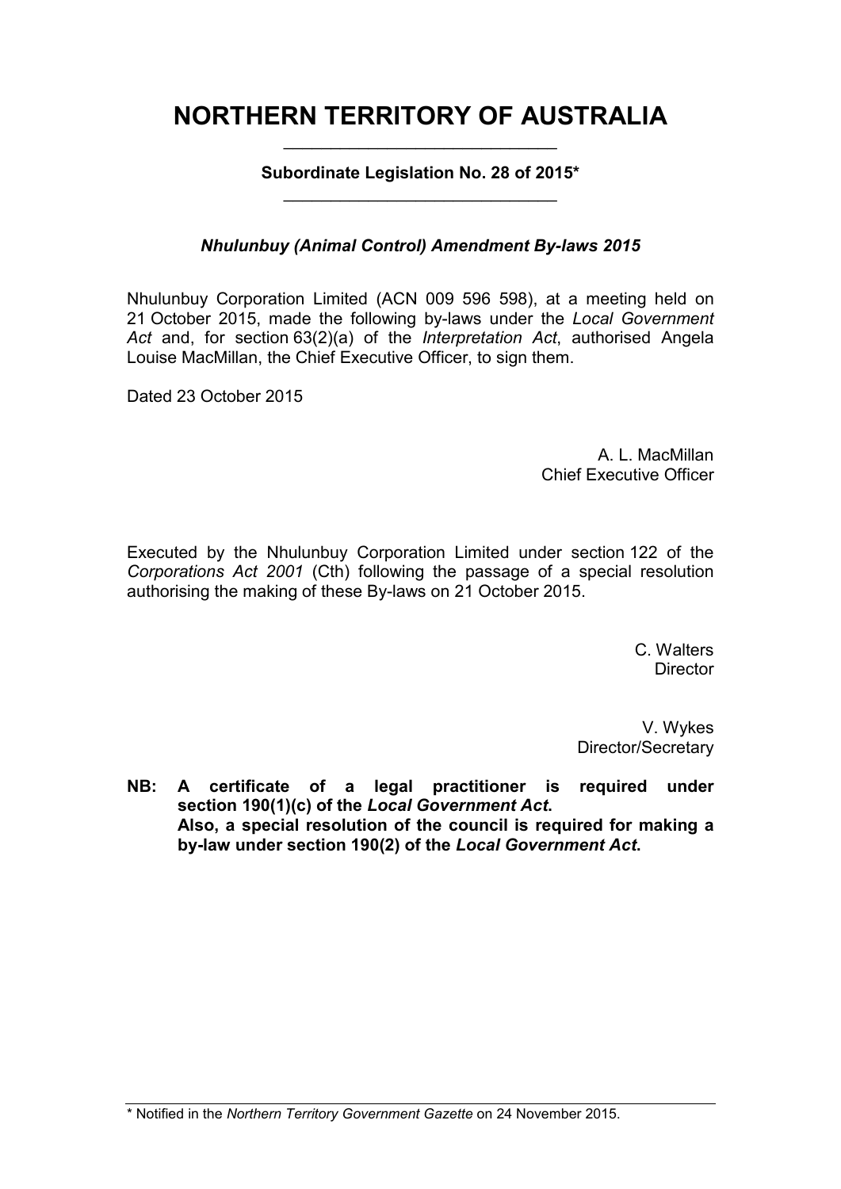# NORTHERN TERRITORY OF AUSTRALIA

**Subordinate Legislation No. 28 of 2015***

***Nhulunbuy (Animal Control) Amendment By-laws 2015***

Nhulunbuy Corporation Limited (ACN 009 596 598), at a meeting held on 21 October 2015, made the following by-laws under the *Local Government Act* and, for section 63(2)(a) of the *Interpretation Act*, authorised Angela Louise MacMillan, the Chief Executive Officer, to sign them.

Dated 23 October 2015

A. L. MacMillan
Chief Executive Officer

Executed by the Nhulunbuy Corporation Limited under section 122 of the *Corporations Act 2001* (Cth) following the passage of a special resolution authorising the making of these By-laws on 21 October 2015.

C. Walters
Director

V. Wykes
Director/Secretary

**NB: A certificate of a legal practitioner is required under section 190(1)(c) of the *Local Government Act*.**
**Also, a special resolution of the council is required for making a by-law under section 190(2) of the *Local Government Act*.**

\* Notified in the *Northern Territory Government Gazette* on 24 November 2015.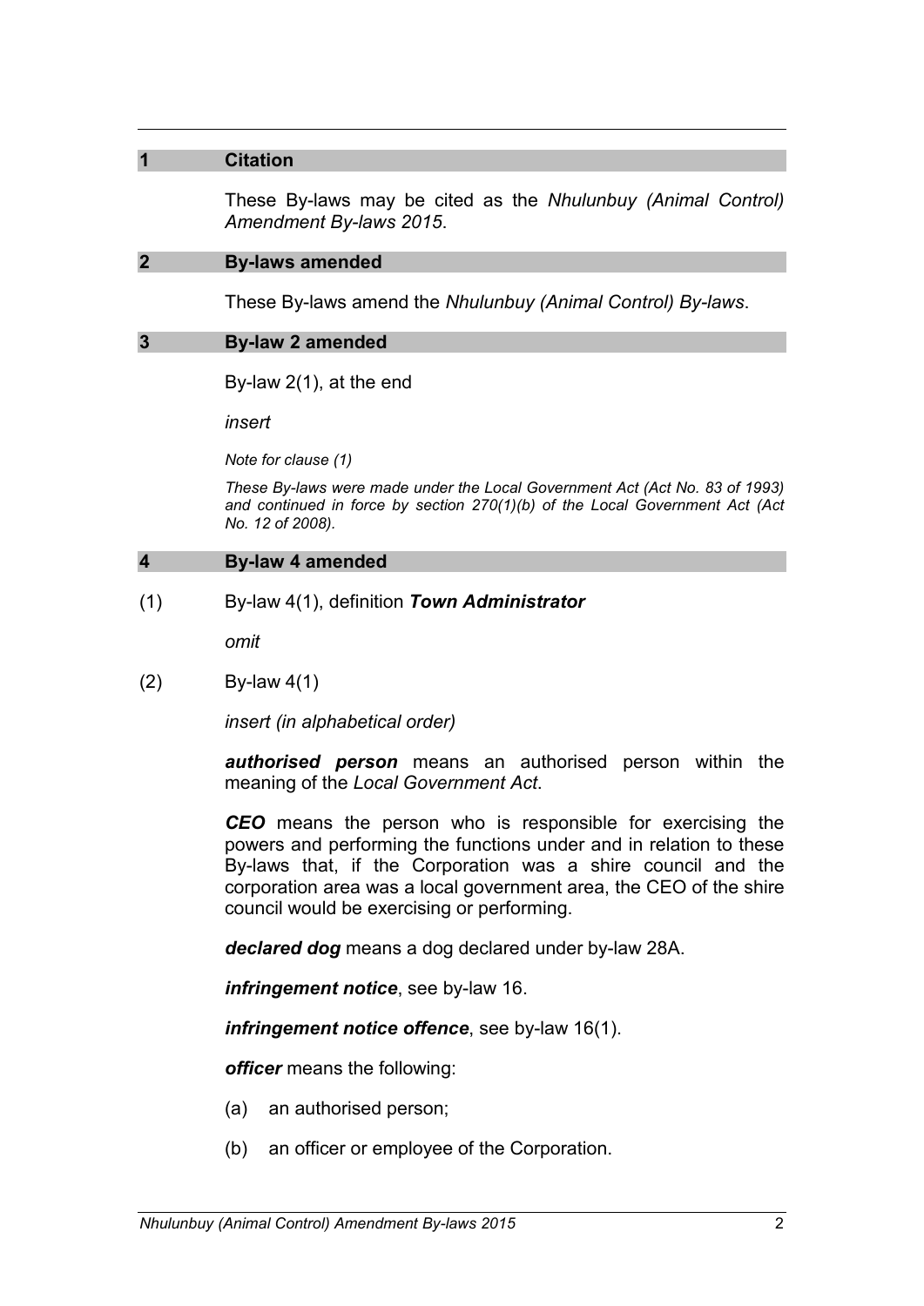## 1 Citation

These By-laws may be cited as the *Nhulunbuy (Animal Control) Amendment By-laws 2015*.

## 2 By-laws amended

These By-laws amend the *Nhulunbuy (Animal Control) By-laws*.

## 3 By-law 2 amended

By-law 2(1), at the end

*insert*

*Note for clause (1)*

*These By-laws were made under the Local Government Act (Act No. 83 of 1993) and continued in force by section 270(1)(b) of the Local Government Act (Act No. 12 of 2008).*

## 4 By-law 4 amended

(1) By-law 4(1), definition ***Town Administrator***

*omit*

(2) By-law 4(1)

*insert (in alphabetical order)*

***authorised person*** means an authorised person within the meaning of the *Local Government Act*.

***CEO*** means the person who is responsible for exercising the powers and performing the functions under and in relation to these By-laws that, if the Corporation was a shire council and the corporation area was a local government area, the CEO of the shire council would be exercising or performing.

***declared dog*** means a dog declared under by-law 28A.

***infringement notice***, see by-law 16.

***infringement notice offence***, see by-law 16(1).

***officer*** means the following:

(a) an authorised person;

(b) an officer or employee of the Corporation.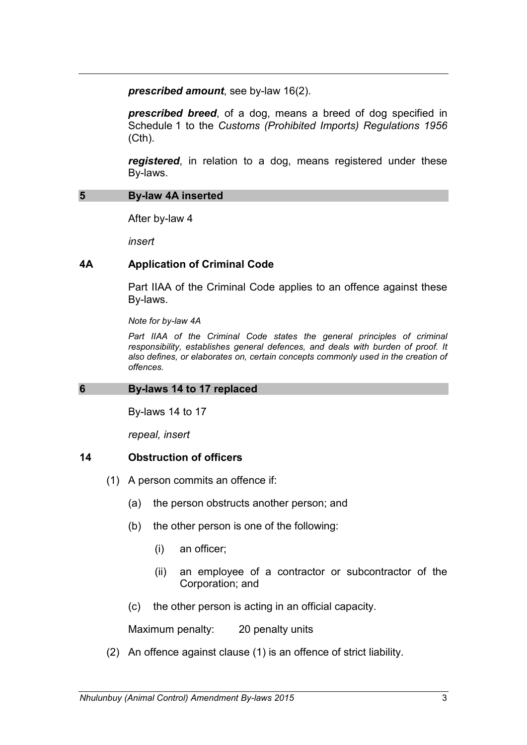***prescribed amount***, see by-law 16(2).

***prescribed breed***, of a dog, means a breed of dog specified in Schedule 1 to the *Customs (Prohibited Imports) Regulations 1956* (Cth).

***registered***, in relation to a dog, means registered under these By-laws.

## 5 By-law 4A inserted

After by-law 4

*insert*

### 4A Application of Criminal Code

Part IIAA of the Criminal Code applies to an offence against these By-laws.

*Note for by-law 4A*

*Part IIAA of the Criminal Code states the general principles of criminal responsibility, establishes general defences, and deals with burden of proof. It also defines, or elaborates on, certain concepts commonly used in the creation of offences.*

## 6 By-laws 14 to 17 replaced

By-laws 14 to 17

*repeal, insert*

### 14 Obstruction of officers

(1) A person commits an offence if:

(a) the person obstructs another person; and

(b) the other person is one of the following:

(i) an officer;

(ii) an employee of a contractor or subcontractor of the Corporation; and

(c) the other person is acting in an official capacity.

Maximum penalty: 20 penalty units

(2) An offence against clause (1) is an offence of strict liability.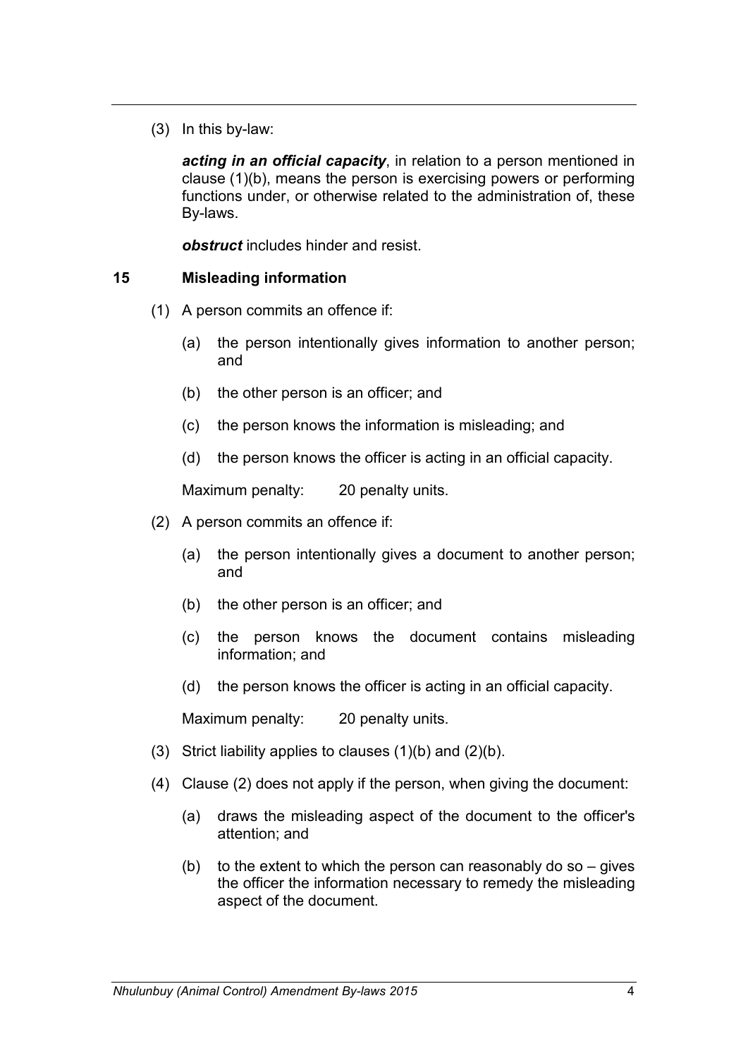(3) In this by-law:

***acting in an official capacity***, in relation to a person mentioned in clause (1)(b), means the person is exercising powers or performing functions under, or otherwise related to the administration of, these By-laws.

***obstruct*** includes hinder and resist.

## 15 Misleading information

(1) A person commits an offence if:

- (a) the person intentionally gives information to another person; and
- (b) the other person is an officer; and
- (c) the person knows the information is misleading; and
- (d) the person knows the officer is acting in an official capacity.

Maximum penalty: 20 penalty units.

(2) A person commits an offence if:

- (a) the person intentionally gives a document to another person; and
- (b) the other person is an officer; and
- (c) the person knows the document contains misleading information; and
- (d) the person knows the officer is acting in an official capacity.

Maximum penalty: 20 penalty units.

(3) Strict liability applies to clauses (1)(b) and (2)(b).

(4) Clause (2) does not apply if the person, when giving the document:

- (a) draws the misleading aspect of the document to the officer's attention; and
- (b) to the extent to which the person can reasonably do so – gives the officer the information necessary to remedy the misleading aspect of the document.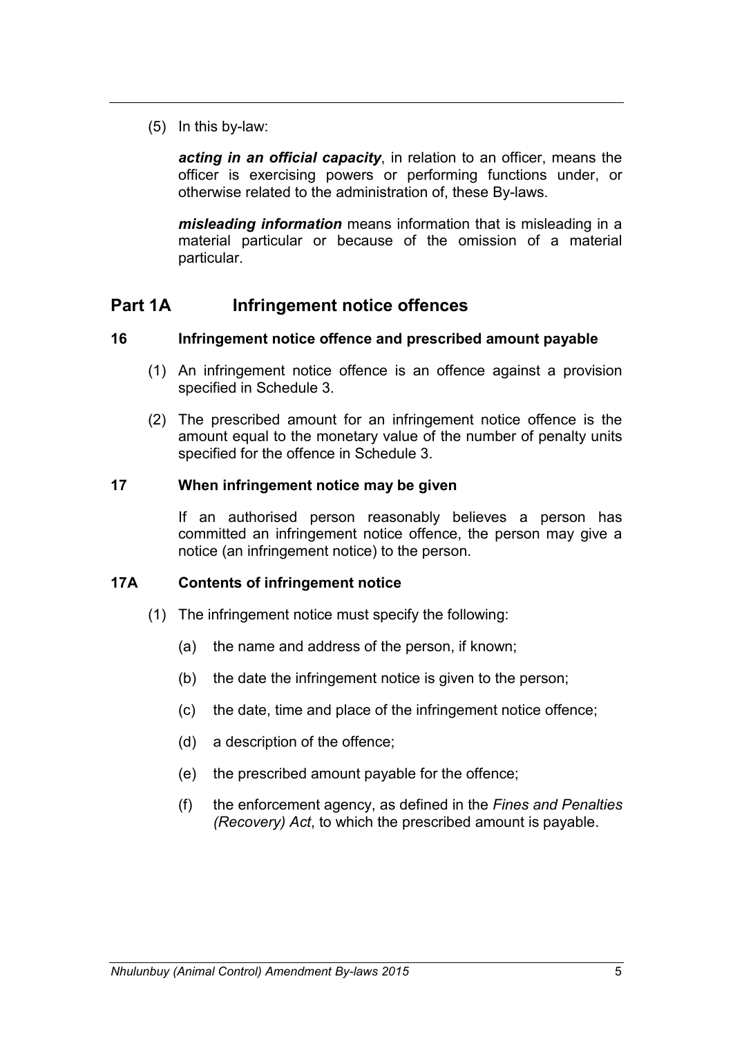(5) In this by-law:

***acting in an official capacity***, in relation to an officer, means the officer is exercising powers or performing functions under, or otherwise related to the administration of, these By-laws.

***misleading information*** means information that is misleading in a material particular or because of the omission of a material particular.

## Part 1A Infringement notice offences

### 16 Infringement notice offence and prescribed amount payable

(1) An infringement notice offence is an offence against a provision specified in Schedule 3.

(2) The prescribed amount for an infringement notice offence is the amount equal to the monetary value of the number of penalty units specified for the offence in Schedule 3.

### 17 When infringement notice may be given

If an authorised person reasonably believes a person has committed an infringement notice offence, the person may give a notice (an infringement notice) to the person.

### 17A Contents of infringement notice

(1) The infringement notice must specify the following:

(a) the name and address of the person, if known;

(b) the date the infringement notice is given to the person;

(c) the date, time and place of the infringement notice offence;

(d) a description of the offence;

(e) the prescribed amount payable for the offence;

(f) the enforcement agency, as defined in the *Fines and Penalties (Recovery) Act*, to which the prescribed amount is payable.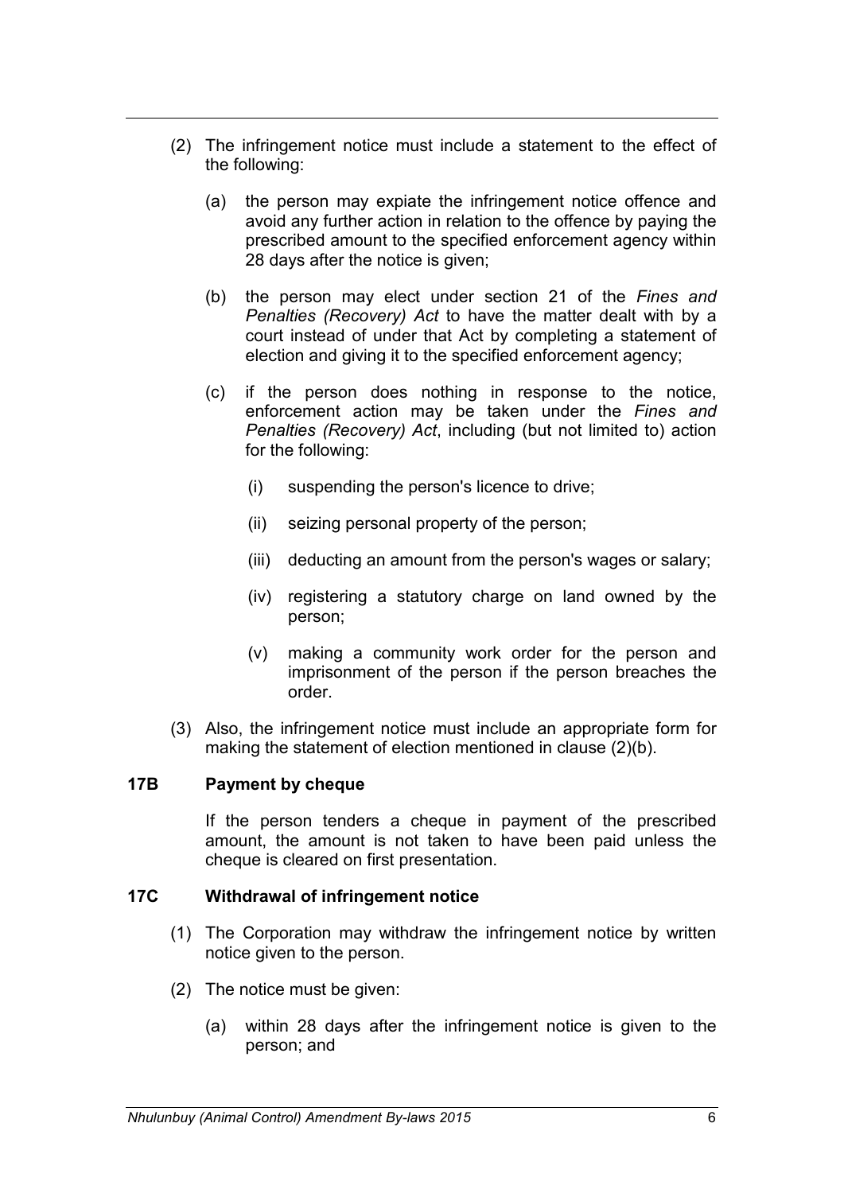(2) The infringement notice must include a statement to the effect of the following:

(a) the person may expiate the infringement notice offence and avoid any further action in relation to the offence by paying the prescribed amount to the specified enforcement agency within 28 days after the notice is given;

(b) the person may elect under section 21 of the *Fines and Penalties (Recovery) Act* to have the matter dealt with by a court instead of under that Act by completing a statement of election and giving it to the specified enforcement agency;

(c) if the person does nothing in response to the notice, enforcement action may be taken under the *Fines and Penalties (Recovery) Act*, including (but not limited to) action for the following:

(i) suspending the person's licence to drive;

(ii) seizing personal property of the person;

(iii) deducting an amount from the person's wages or salary;

(iv) registering a statutory charge on land owned by the person;

(v) making a community work order for the person and imprisonment of the person if the person breaches the order.

(3) Also, the infringement notice must include an appropriate form for making the statement of election mentioned in clause (2)(b).

### 17B Payment by cheque

If the person tenders a cheque in payment of the prescribed amount, the amount is not taken to have been paid unless the cheque is cleared on first presentation.

### 17C Withdrawal of infringement notice

(1) The Corporation may withdraw the infringement notice by written notice given to the person.

(2) The notice must be given:

(a) within 28 days after the infringement notice is given to the person; and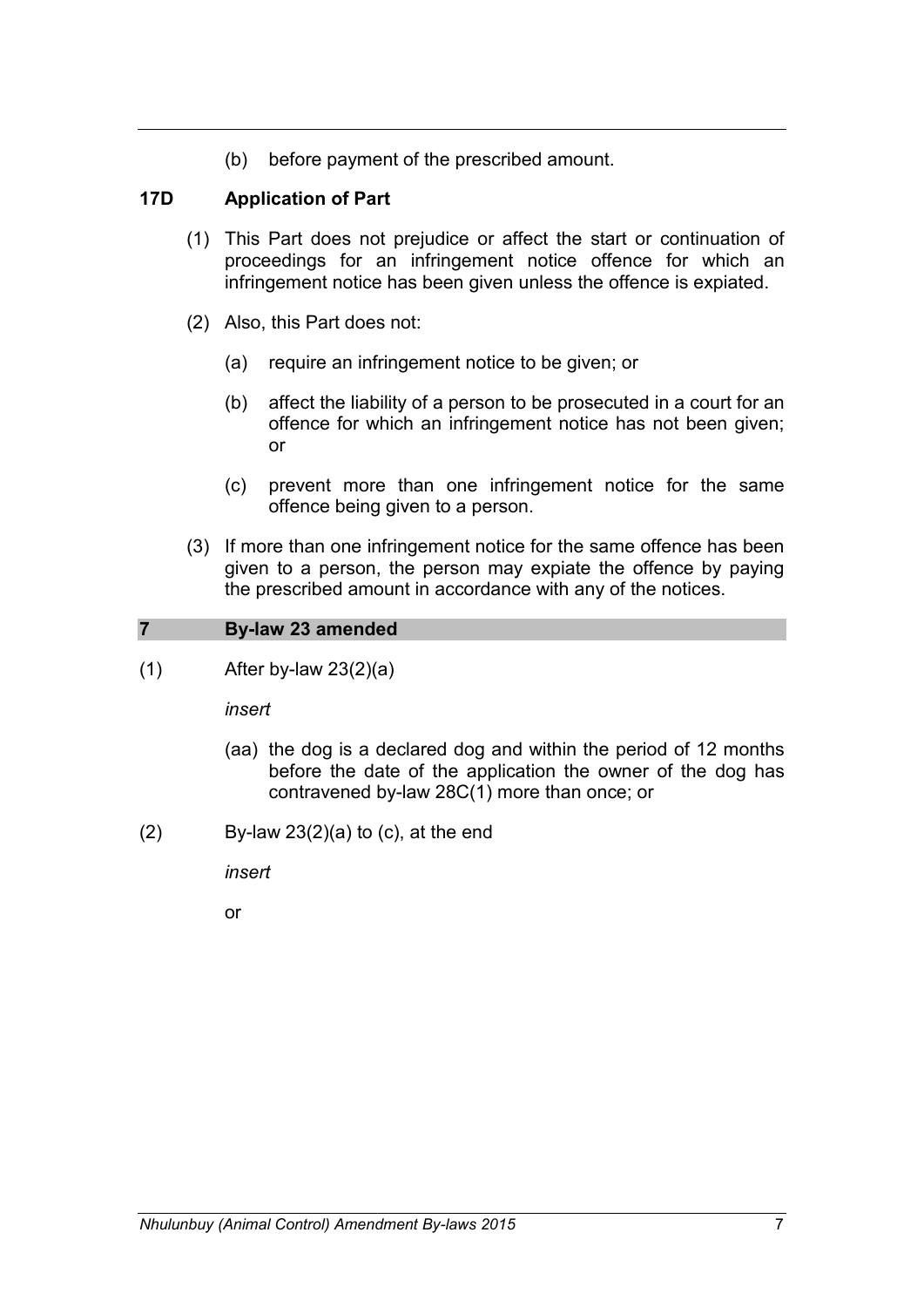(b) before payment of the prescribed amount.

### 17D Application of Part

(1) This Part does not prejudice or affect the start or continuation of proceedings for an infringement notice offence for which an infringement notice has been given unless the offence is expiated.

(2) Also, this Part does not:

(a) require an infringement notice to be given; or

(b) affect the liability of a person to be prosecuted in a court for an offence for which an infringement notice has not been given; or

(c) prevent more than one infringement notice for the same offence being given to a person.

(3) If more than one infringement notice for the same offence has been given to a person, the person may expiate the offence by paying the prescribed amount in accordance with any of the notices.

## 7 By-law 23 amended

(1) After by-law 23(2)(a)

*insert*

(aa) the dog is a declared dog and within the period of 12 months before the date of the application the owner of the dog has contravened by-law 28C(1) more than once; or

(2) By-law 23(2)(a) to (c), at the end

*insert*

or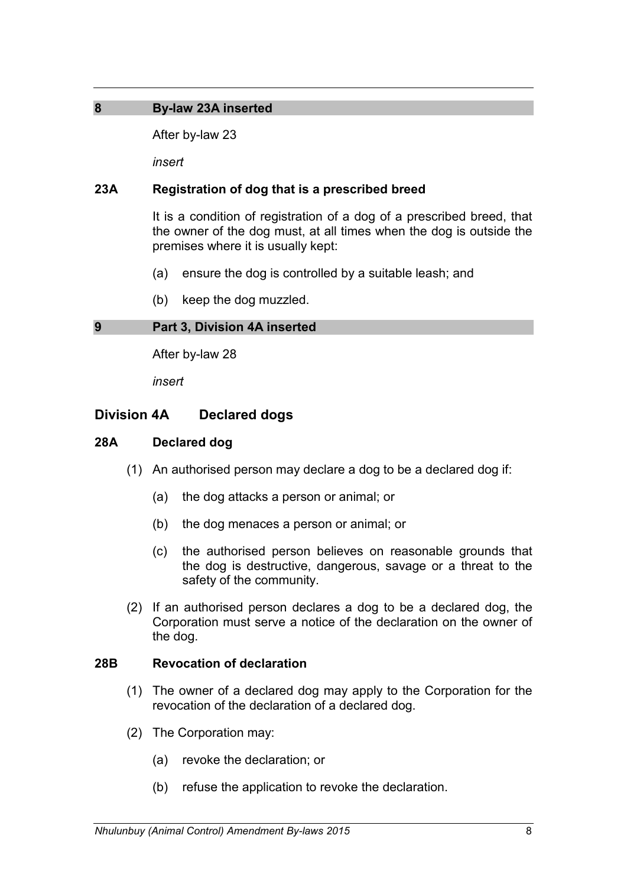## 8 By-law 23A inserted

After by-law 23

*insert*

### 23A Registration of dog that is a prescribed breed

It is a condition of registration of a dog of a prescribed breed, that the owner of the dog must, at all times when the dog is outside the premises where it is usually kept:

(a) ensure the dog is controlled by a suitable leash; and

(b) keep the dog muzzled.

## 9 Part 3, Division 4A inserted

After by-law 28

*insert*

## Division 4A Declared dogs

### 28A Declared dog

(1) An authorised person may declare a dog to be a declared dog if:

(a) the dog attacks a person or animal; or

(b) the dog menaces a person or animal; or

(c) the authorised person believes on reasonable grounds that the dog is destructive, dangerous, savage or a threat to the safety of the community.

(2) If an authorised person declares a dog to be a declared dog, the Corporation must serve a notice of the declaration on the owner of the dog.

### 28B Revocation of declaration

(1) The owner of a declared dog may apply to the Corporation for the revocation of the declaration of a declared dog.

(2) The Corporation may:

(a) revoke the declaration; or

(b) refuse the application to revoke the declaration.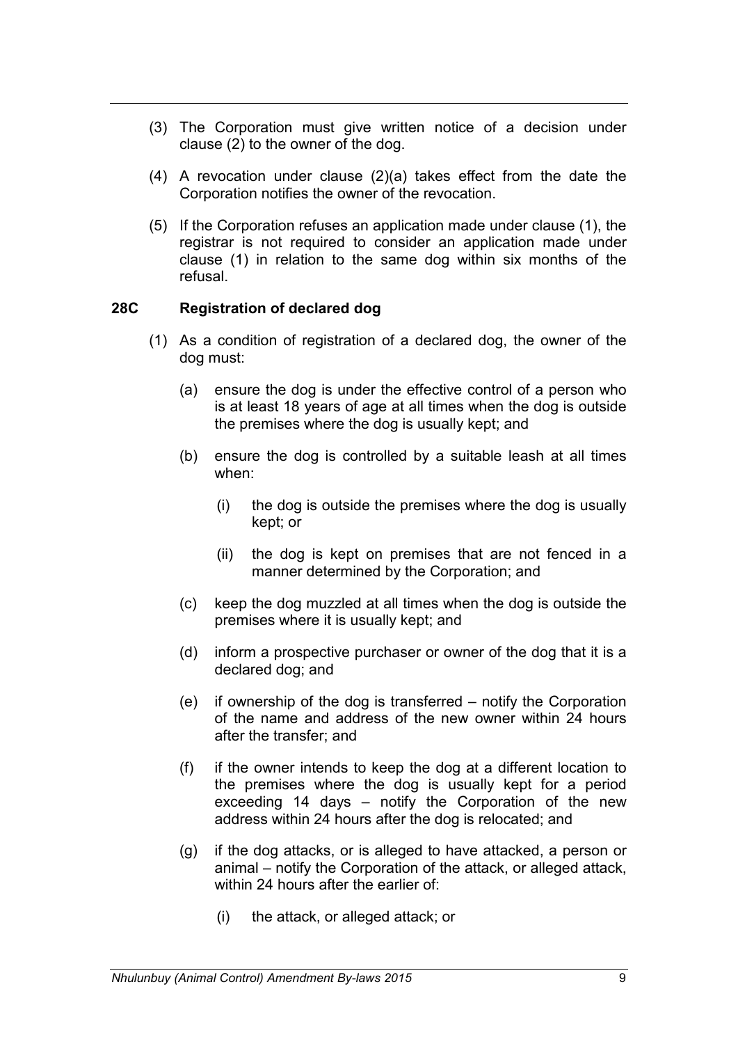(3) The Corporation must give written notice of a decision under clause (2) to the owner of the dog.

(4) A revocation under clause (2)(a) takes effect from the date the Corporation notifies the owner of the revocation.

(5) If the Corporation refuses an application made under clause (1), the registrar is not required to consider an application made under clause (1) in relation to the same dog within six months of the refusal.

**28C Registration of declared dog**

(1) As a condition of registration of a declared dog, the owner of the dog must:

(a) ensure the dog is under the effective control of a person who is at least 18 years of age at all times when the dog is outside the premises where the dog is usually kept; and

(b) ensure the dog is controlled by a suitable leash at all times when:

(i) the dog is outside the premises where the dog is usually kept; or

(ii) the dog is kept on premises that are not fenced in a manner determined by the Corporation; and

(c) keep the dog muzzled at all times when the dog is outside the premises where it is usually kept; and

(d) inform a prospective purchaser or owner of the dog that it is a declared dog; and

(e) if ownership of the dog is transferred – notify the Corporation of the name and address of the new owner within 24 hours after the transfer; and

(f) if the owner intends to keep the dog at a different location to the premises where the dog is usually kept for a period exceeding 14 days – notify the Corporation of the new address within 24 hours after the dog is relocated; and

(g) if the dog attacks, or is alleged to have attacked, a person or animal – notify the Corporation of the attack, or alleged attack, within 24 hours after the earlier of:

(i) the attack, or alleged attack; or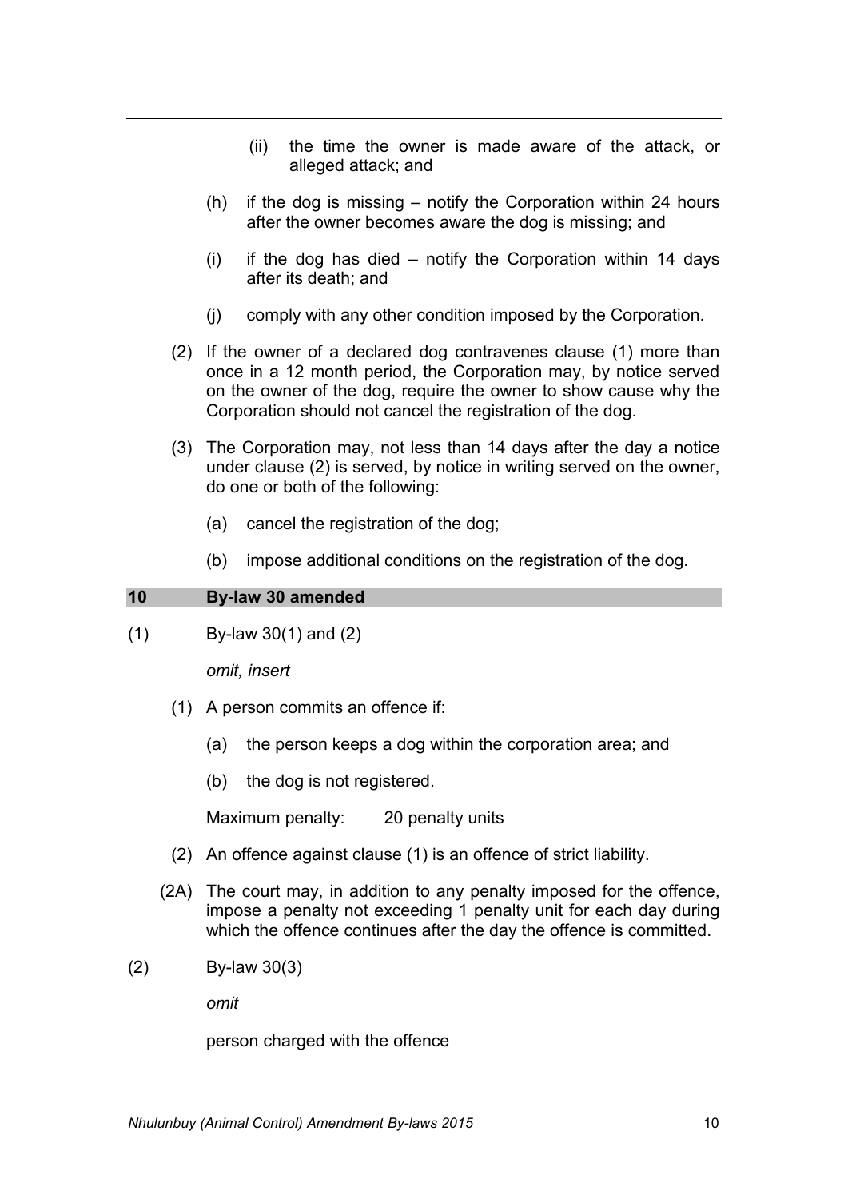(ii) the time the owner is made aware of the attack, or alleged attack; and

(h) if the dog is missing – notify the Corporation within 24 hours after the owner becomes aware the dog is missing; and

(i) if the dog has died – notify the Corporation within 14 days after its death; and

(j) comply with any other condition imposed by the Corporation.

(2) If the owner of a declared dog contravenes clause (1) more than once in a 12 month period, the Corporation may, by notice served on the owner of the dog, require the owner to show cause why the Corporation should not cancel the registration of the dog.

(3) The Corporation may, not less than 14 days after the day a notice under clause (2) is served, by notice in writing served on the owner, do one or both of the following:

(a) cancel the registration of the dog;

(b) impose additional conditions on the registration of the dog.

### 10 By-law 30 amended

(1) By-law 30(1) and (2)

*omit, insert*

(1) A person commits an offence if:

(a) the person keeps a dog within the corporation area; and

(b) the dog is not registered.

Maximum penalty: 20 penalty units

(2) An offence against clause (1) is an offence of strict liability.

(2A) The court may, in addition to any penalty imposed for the offence, impose a penalty not exceeding 1 penalty unit for each day during which the offence continues after the day the offence is committed.

(2) By-law 30(3)

*omit*

person charged with the offence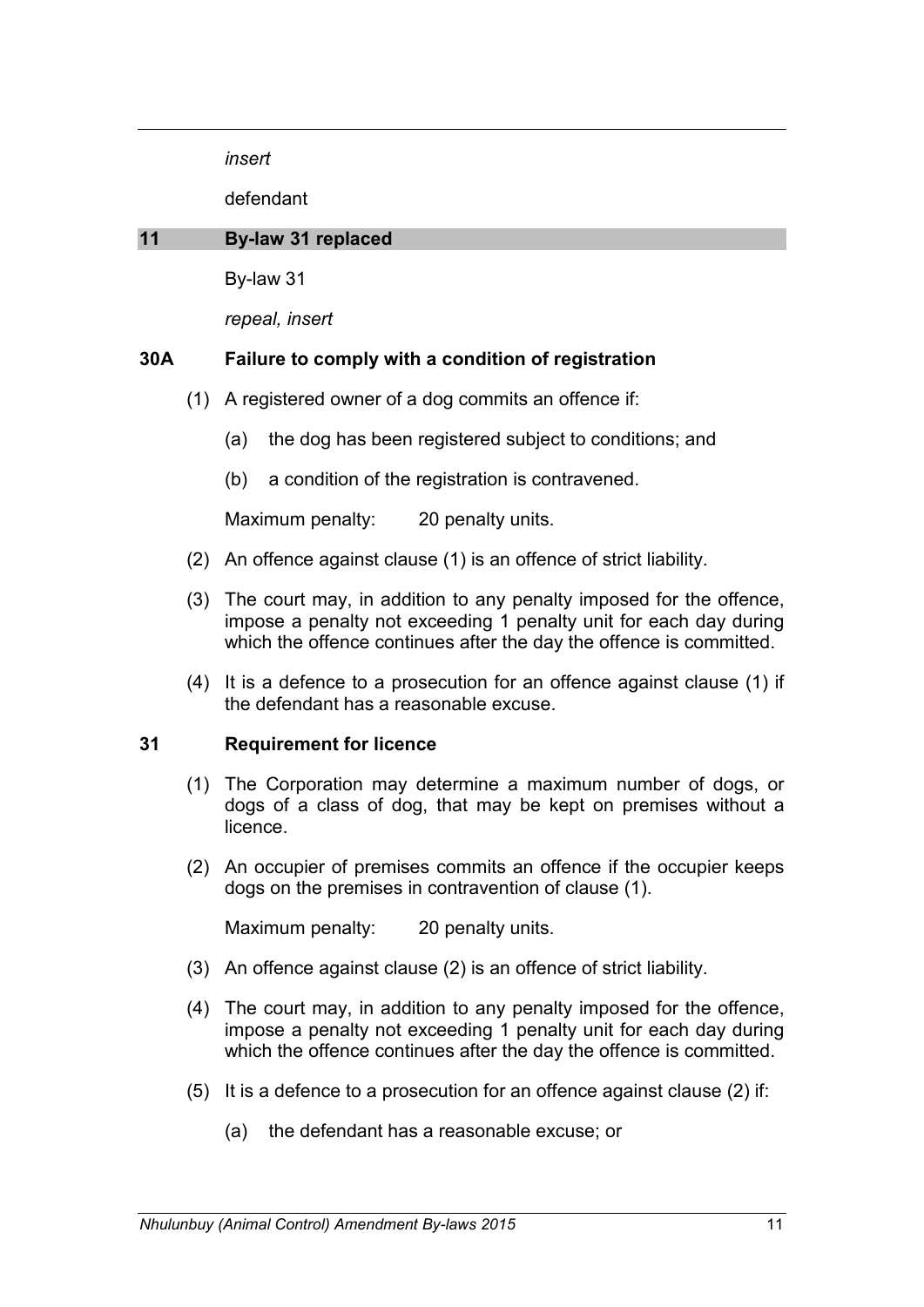*insert*

defendant

## 11 By-law 31 replaced

By-law 31

*repeal, insert*

### 30A Failure to comply with a condition of registration

(1) A registered owner of a dog commits an offence if:

(a) the dog has been registered subject to conditions; and

(b) a condition of the registration is contravened.

Maximum penalty: 20 penalty units.

(2) An offence against clause (1) is an offence of strict liability.

(3) The court may, in addition to any penalty imposed for the offence, impose a penalty not exceeding 1 penalty unit for each day during which the offence continues after the day the offence is committed.

(4) It is a defence to a prosecution for an offence against clause (1) if the defendant has a reasonable excuse.

### 31 Requirement for licence

(1) The Corporation may determine a maximum number of dogs, or dogs of a class of dog, that may be kept on premises without a licence.

(2) An occupier of premises commits an offence if the occupier keeps dogs on the premises in contravention of clause (1).

Maximum penalty: 20 penalty units.

(3) An offence against clause (2) is an offence of strict liability.

(4) The court may, in addition to any penalty imposed for the offence, impose a penalty not exceeding 1 penalty unit for each day during which the offence continues after the day the offence is committed.

(5) It is a defence to a prosecution for an offence against clause (2) if:

(a) the defendant has a reasonable excuse; or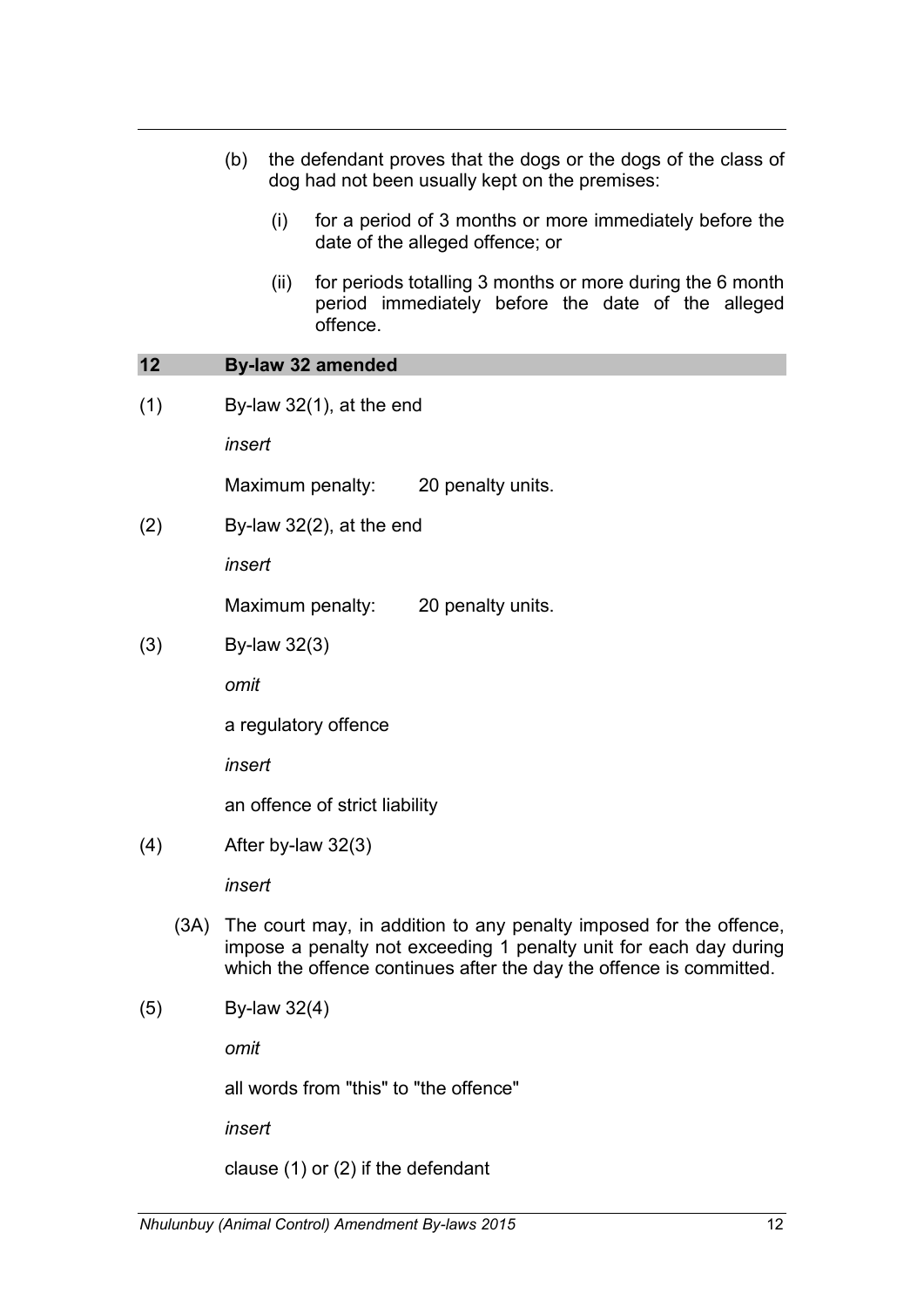(b) the defendant proves that the dogs or the dogs of the class of dog had not been usually kept on the premises:

(i) for a period of 3 months or more immediately before the date of the alleged offence; or

(ii) for periods totalling 3 months or more during the 6 month period immediately before the date of the alleged offence.

## 12 By-law 32 amended

(1) By-law 32(1), at the end

*insert*

Maximum penalty: 20 penalty units.

(2) By-law 32(2), at the end

*insert*

Maximum penalty: 20 penalty units.

(3) By-law 32(3)

*omit*

a regulatory offence

*insert*

an offence of strict liability

(4) After by-law 32(3)

*insert*

(3A) The court may, in addition to any penalty imposed for the offence, impose a penalty not exceeding 1 penalty unit for each day during which the offence continues after the day the offence is committed.

(5) By-law 32(4)

*omit*

all words from "this" to "the offence"

*insert*

clause (1) or (2) if the defendant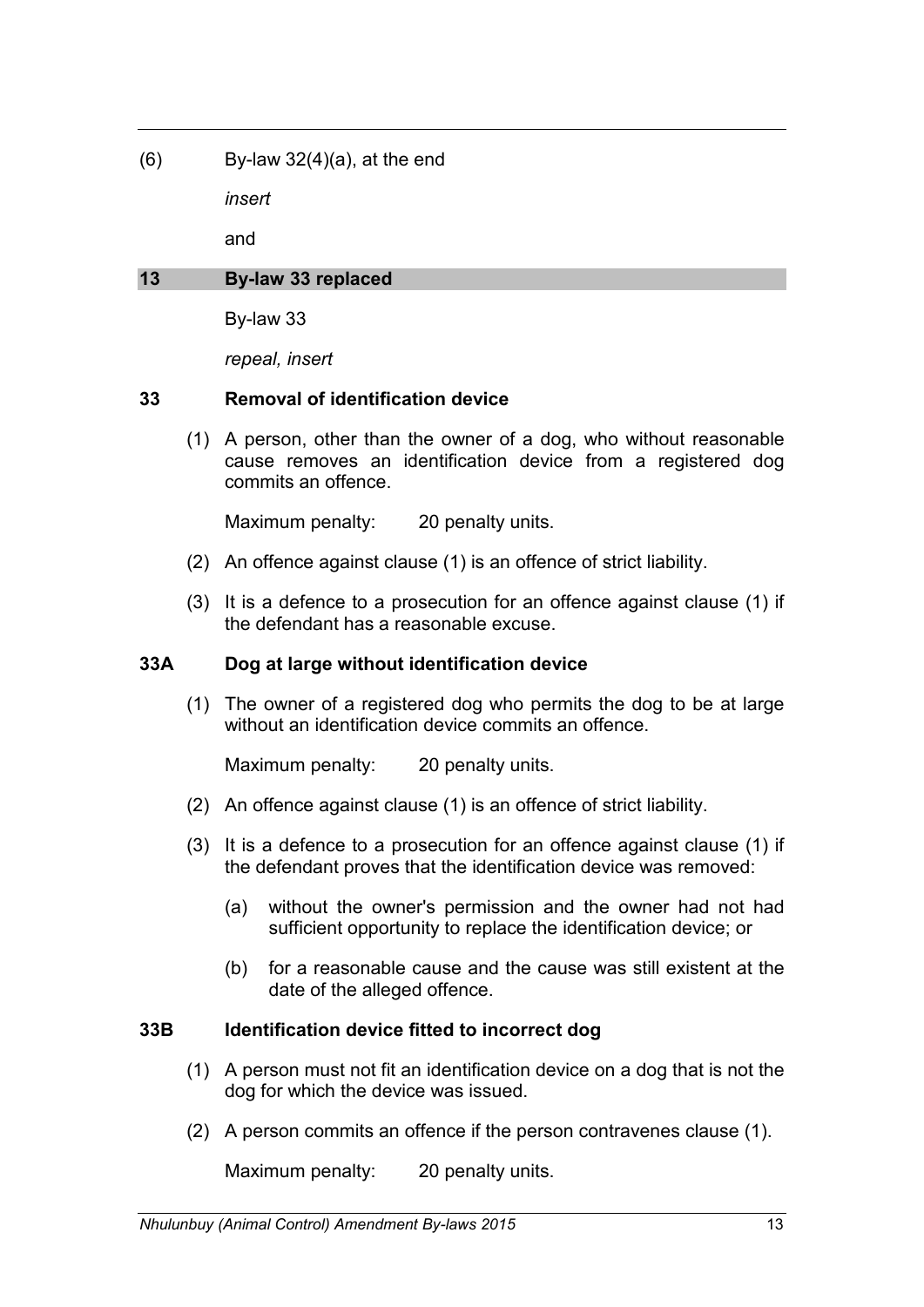(6) By-law 32(4)(a), at the end

*insert*

and

## 13 By-law 33 replaced

By-law 33

*repeal, insert*

### 33 Removal of identification device

(1) A person, other than the owner of a dog, who without reasonable cause removes an identification device from a registered dog commits an offence.

Maximum penalty: 20 penalty units.

(2) An offence against clause (1) is an offence of strict liability.

(3) It is a defence to a prosecution for an offence against clause (1) if the defendant has a reasonable excuse.

### 33A Dog at large without identification device

(1) The owner of a registered dog who permits the dog to be at large without an identification device commits an offence.

Maximum penalty: 20 penalty units.

(2) An offence against clause (1) is an offence of strict liability.

(3) It is a defence to a prosecution for an offence against clause (1) if the defendant proves that the identification device was removed:

(a) without the owner's permission and the owner had not had sufficient opportunity to replace the identification device; or

(b) for a reasonable cause and the cause was still existent at the date of the alleged offence.

### 33B Identification device fitted to incorrect dog

(1) A person must not fit an identification device on a dog that is not the dog for which the device was issued.

(2) A person commits an offence if the person contravenes clause (1).

Maximum penalty: 20 penalty units.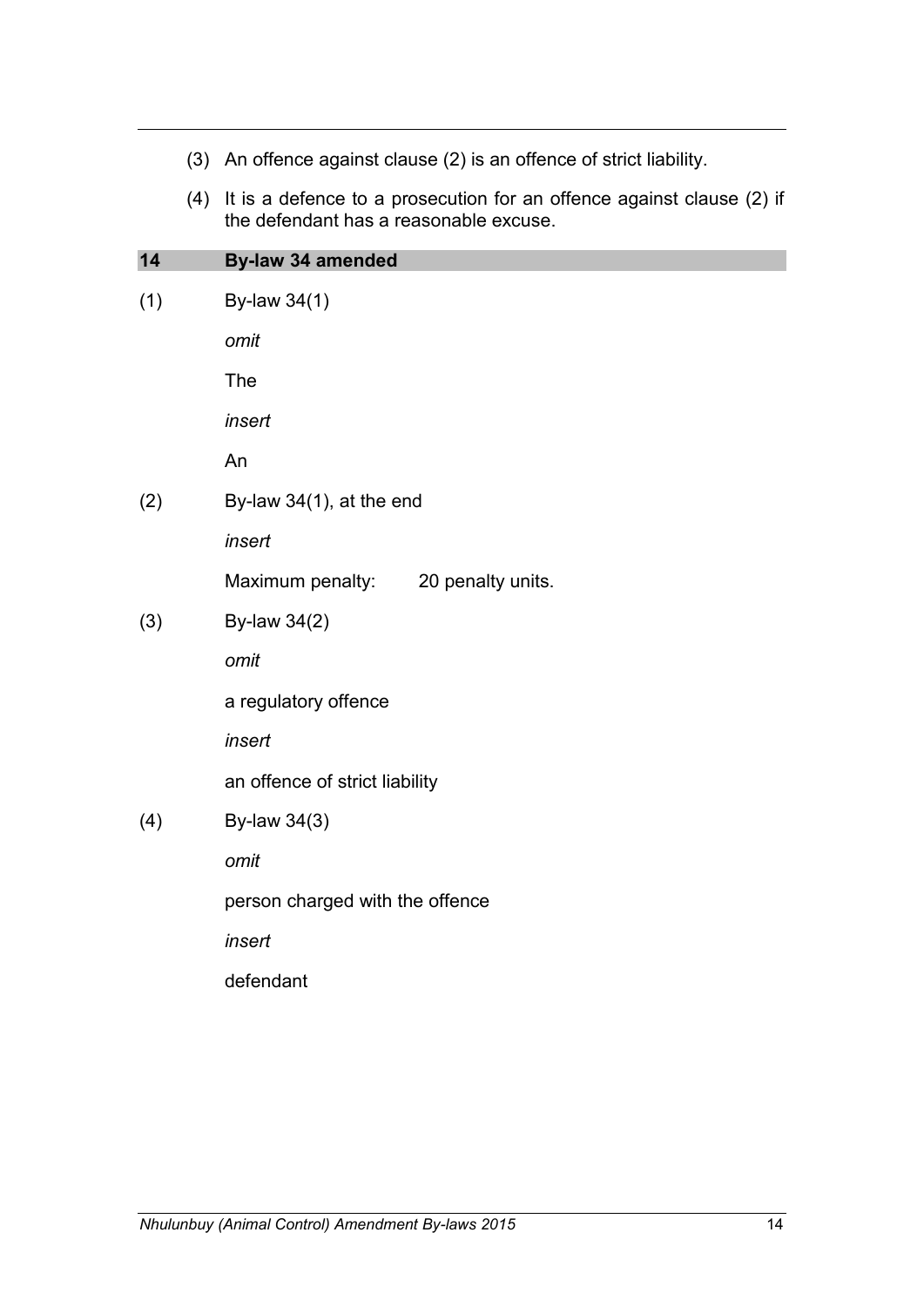(3) An offence against clause (2) is an offence of strict liability.

(4) It is a defence to a prosecution for an offence against clause (2) if the defendant has a reasonable excuse.

## 14 By-law 34 amended

(1) By-law 34(1)

*omit*

The

*insert*

An

(2) By-law 34(1), at the end

*insert*

Maximum penalty: 20 penalty units.

(3) By-law 34(2)

*omit*

a regulatory offence

*insert*

an offence of strict liability

(4) By-law 34(3)

*omit*

person charged with the offence

*insert*

defendant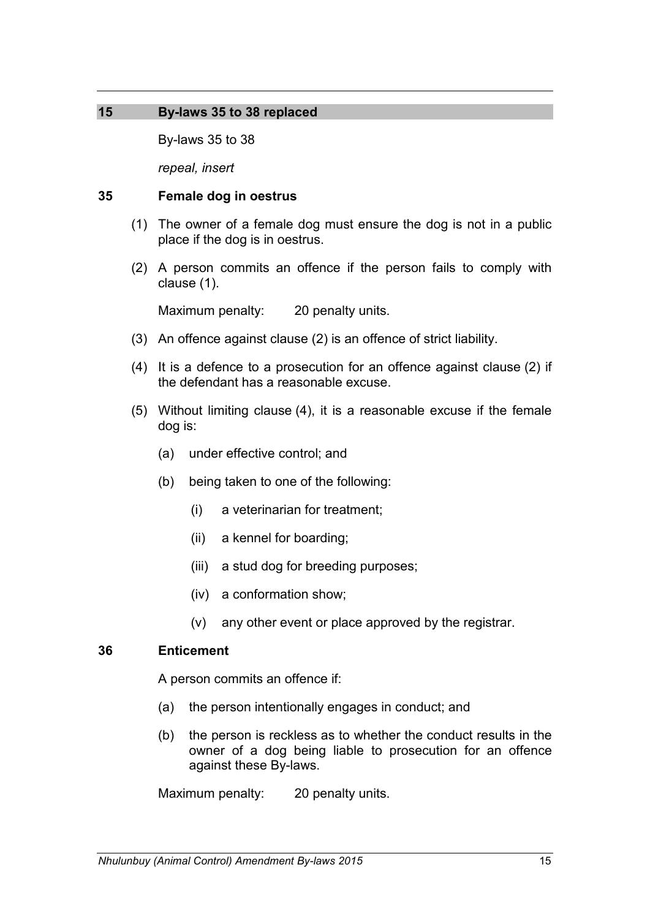## 15 By-laws 35 to 38 replaced

By-laws 35 to 38

*repeal, insert*

### 35 Female dog in oestrus

(1) The owner of a female dog must ensure the dog is not in a public place if the dog is in oestrus.

(2) A person commits an offence if the person fails to comply with clause (1).

Maximum penalty: 20 penalty units.

(3) An offence against clause (2) is an offence of strict liability.

(4) It is a defence to a prosecution for an offence against clause (2) if the defendant has a reasonable excuse.

(5) Without limiting clause (4), it is a reasonable excuse if the female dog is:

(a) under effective control; and

(b) being taken to one of the following:

(i) a veterinarian for treatment;

(ii) a kennel for boarding;

(iii) a stud dog for breeding purposes;

(iv) a conformation show;

(v) any other event or place approved by the registrar.

### 36 Enticement

A person commits an offence if:

(a) the person intentionally engages in conduct; and

(b) the person is reckless as to whether the conduct results in the owner of a dog being liable to prosecution for an offence against these By-laws.

Maximum penalty: 20 penalty units.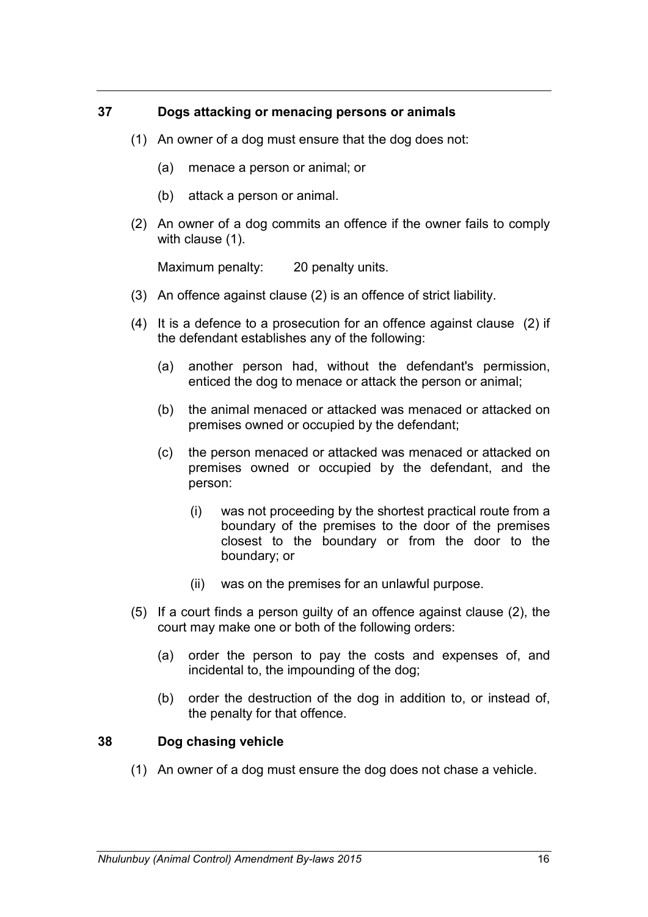### 37 Dogs attacking or menacing persons or animals

(1) An owner of a dog must ensure that the dog does not:

(a) menace a person or animal; or

(b) attack a person or animal.

(2) An owner of a dog commits an offence if the owner fails to comply with clause (1).

Maximum penalty: 20 penalty units.

(3) An offence against clause (2) is an offence of strict liability.

(4) It is a defence to a prosecution for an offence against clause (2) if the defendant establishes any of the following:

(a) another person had, without the defendant's permission, enticed the dog to menace or attack the person or animal;

(b) the animal menaced or attacked was menaced or attacked on premises owned or occupied by the defendant;

(c) the person menaced or attacked was menaced or attacked on premises owned or occupied by the defendant, and the person:

(i) was not proceeding by the shortest practical route from a boundary of the premises to the door of the premises closest to the boundary or from the door to the boundary; or

(ii) was on the premises for an unlawful purpose.

(5) If a court finds a person guilty of an offence against clause (2), the court may make one or both of the following orders:

(a) order the person to pay the costs and expenses of, and incidental to, the impounding of the dog;

(b) order the destruction of the dog in addition to, or instead of, the penalty for that offence.

### 38 Dog chasing vehicle

(1) An owner of a dog must ensure the dog does not chase a vehicle.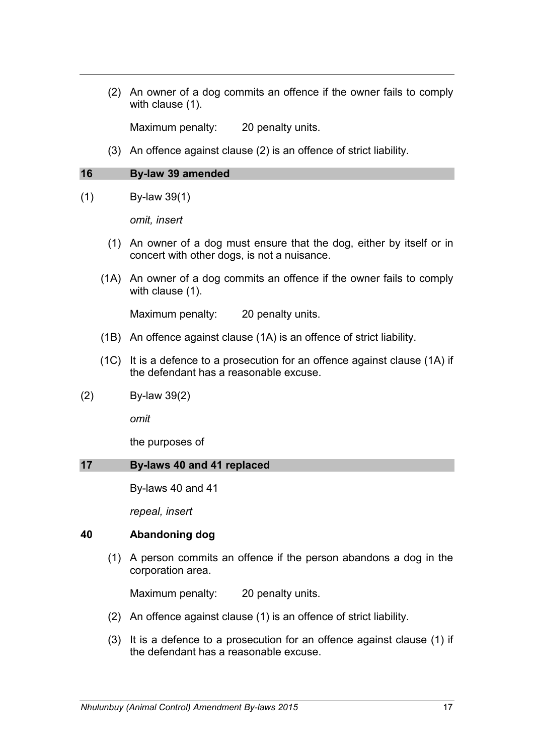(2) An owner of a dog commits an offence if the owner fails to comply with clause (1).

Maximum penalty: 20 penalty units.

(3) An offence against clause (2) is an offence of strict liability.

## 16 By-law 39 amended

(1) By-law 39(1)

*omit, insert*

(1) An owner of a dog must ensure that the dog, either by itself or in concert with other dogs, is not a nuisance.

(1A) An owner of a dog commits an offence if the owner fails to comply with clause (1).

Maximum penalty: 20 penalty units.

(1B) An offence against clause (1A) is an offence of strict liability.

(1C) It is a defence to a prosecution for an offence against clause (1A) if the defendant has a reasonable excuse.

(2) By-law 39(2)

*omit*

the purposes of

## 17 By-laws 40 and 41 replaced

By-laws 40 and 41

*repeal, insert*

### 40 Abandoning dog

(1) A person commits an offence if the person abandons a dog in the corporation area.

Maximum penalty: 20 penalty units.

(2) An offence against clause (1) is an offence of strict liability.

(3) It is a defence to a prosecution for an offence against clause (1) if the defendant has a reasonable excuse.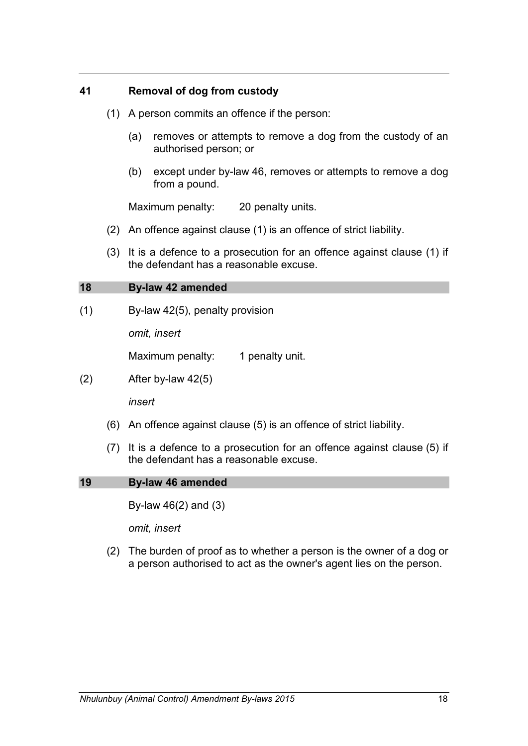### 41 Removal of dog from custody

(1) A person commits an offence if the person:

(a) removes or attempts to remove a dog from the custody of an authorised person; or

(b) except under by-law 46, removes or attempts to remove a dog from a pound.

Maximum penalty: 20 penalty units.

(2) An offence against clause (1) is an offence of strict liability.

(3) It is a defence to a prosecution for an offence against clause (1) if the defendant has a reasonable excuse.

## 18 By-law 42 amended

(1) By-law 42(5), penalty provision

*omit, insert*

Maximum penalty: 1 penalty unit.

(2) After by-law 42(5)

*insert*

(6) An offence against clause (5) is an offence of strict liability.

(7) It is a defence to a prosecution for an offence against clause (5) if the defendant has a reasonable excuse.

## 19 By-law 46 amended

By-law 46(2) and (3)

*omit, insert*

(2) The burden of proof as to whether a person is the owner of a dog or a person authorised to act as the owner's agent lies on the person.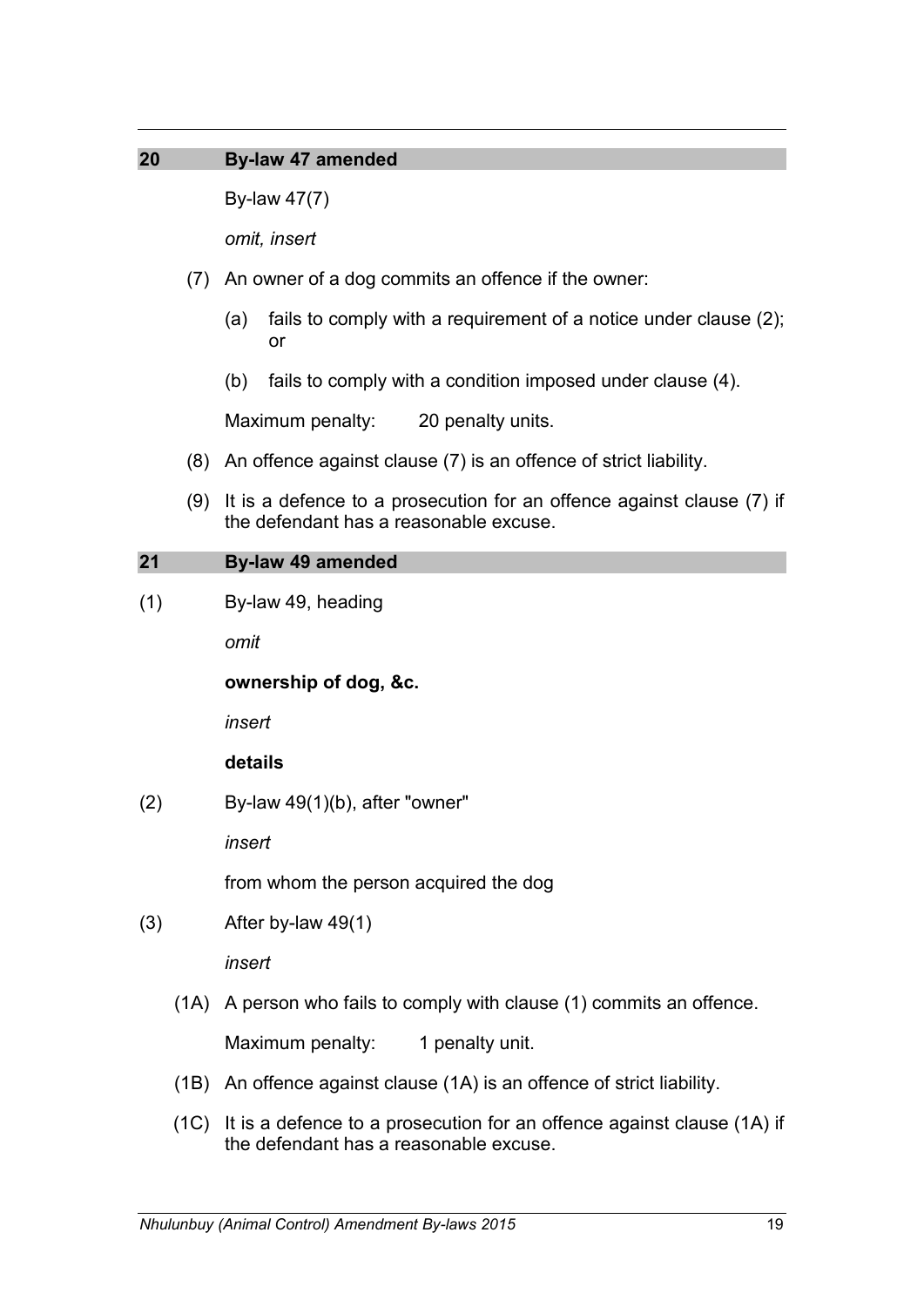## 20 By-law 47 amended

By-law 47(7)

*omit, insert*

(7) An owner of a dog commits an offence if the owner:

(a) fails to comply with a requirement of a notice under clause (2); or

(b) fails to comply with a condition imposed under clause (4).

Maximum penalty: 20 penalty units.

(8) An offence against clause (7) is an offence of strict liability.

(9) It is a defence to a prosecution for an offence against clause (7) if the defendant has a reasonable excuse.

## 21 By-law 49 amended

(1) By-law 49, heading

*omit*

**ownership of dog, &c.**

*insert*

**details**

(2) By-law 49(1)(b), after "owner"

*insert*

from whom the person acquired the dog

(3) After by-law 49(1)

*insert*

(1A) A person who fails to comply with clause (1) commits an offence.

Maximum penalty: 1 penalty unit.

(1B) An offence against clause (1A) is an offence of strict liability.

(1C) It is a defence to a prosecution for an offence against clause (1A) if the defendant has a reasonable excuse.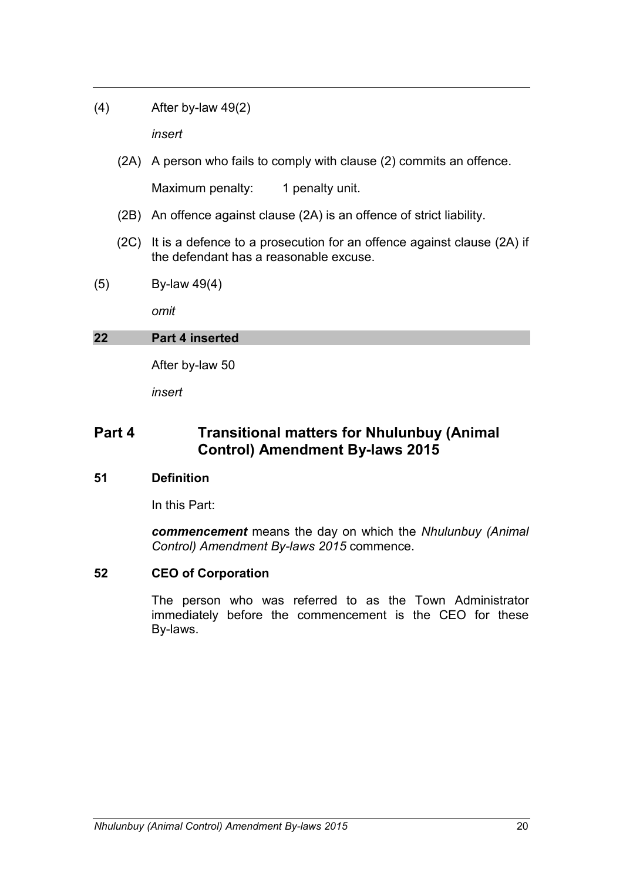(4) After by-law 49(2)

*insert*

(2A) A person who fails to comply with clause (2) commits an offence.

Maximum penalty: 1 penalty unit.

(2B) An offence against clause (2A) is an offence of strict liability.

(2C) It is a defence to a prosecution for an offence against clause (2A) if the defendant has a reasonable excuse.

(5) By-law 49(4)

*omit*

**22 Part 4 inserted**

After by-law 50

*insert*

## Part 4 Transitional matters for Nhulunbuy (Animal Control) Amendment By-laws 2015

### 51 Definition

In this Part:

***commencement*** means the day on which the *Nhulunbuy (Animal Control) Amendment By-laws 2015* commence.

### 52 CEO of Corporation

The person who was referred to as the Town Administrator immediately before the commencement is the CEO for these By-laws.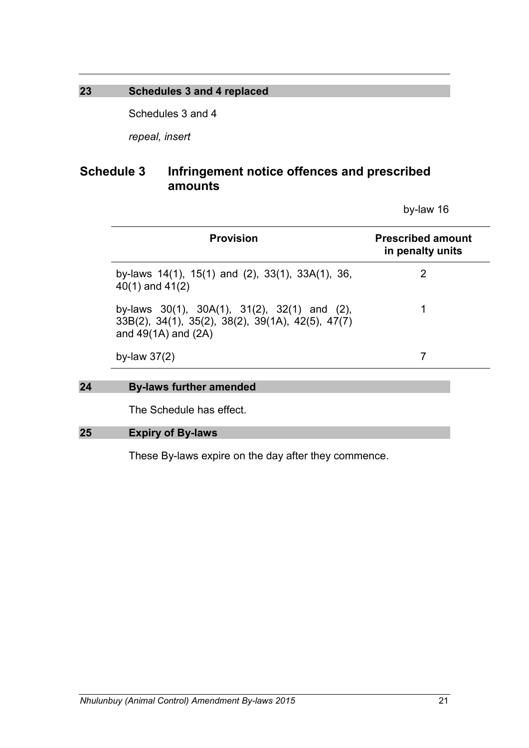## 23 Schedules 3 and 4 replaced

Schedules 3 and 4

*repeal, insert*

# Schedule 3 Infringement notice offences and prescribed amounts

by-law 16

| Provision | Prescribed amount in penalty units |
| --- | --- |
| by-laws 14(1), 15(1) and (2), 33(1), 33A(1), 36, 40(1) and 41(2) | 2 |
| by-laws 30(1), 30A(1), 31(2), 32(1) and (2), 33B(2), 34(1), 35(2), 38(2), 39(1A), 42(5), 47(7) and 49(1A) and (2A) | 1 |
| by-law 37(2) | 7 |

## 24 By-laws further amended

The Schedule has effect.

## 25 Expiry of By-laws

These By-laws expire on the day after they commence.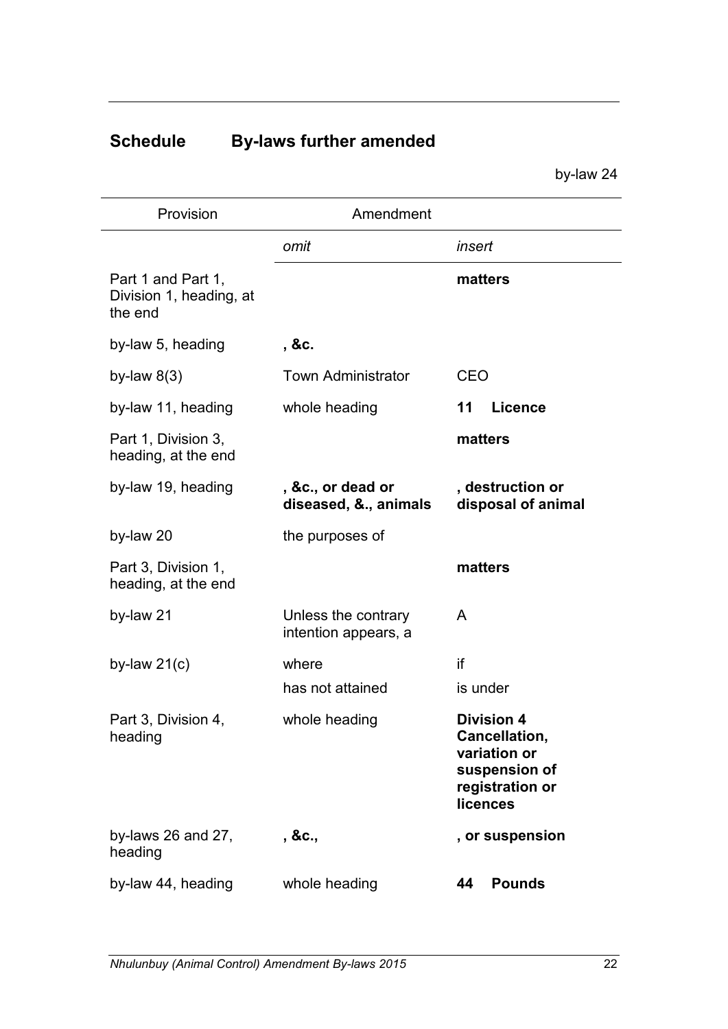## Schedule By-laws further amended

by-law 24

| Provision | Amendment | |
|---|---|---|
| | *omit* | *insert* |
| Part 1 and Part 1, Division 1, heading, at the end | | **matters** |
| by-law 5, heading | **, &c.** | |
| by-law 8(3) | Town Administrator | CEO |
| by-law 11, heading | whole heading | **11 Licence** |
| Part 1, Division 3, heading, at the end | | **matters** |
| by-law 19, heading | **, &c., or dead or diseased, &., animals** | **, destruction or disposal of animal** |
| by-law 20 | the purposes of | |
| Part 3, Division 1, heading, at the end | | **matters** |
| by-law 21 | Unless the contrary intention appears, a | A |
| by-law 21(c) | where | if |
| | has not attained | is under |
| Part 3, Division 4, heading | whole heading | **Division 4 Cancellation, variation or suspension of registration or licences** |
| by-laws 26 and 27, heading | **, &c.,** | **, or suspension** |
| by-law 44, heading | whole heading | **44 Pounds** |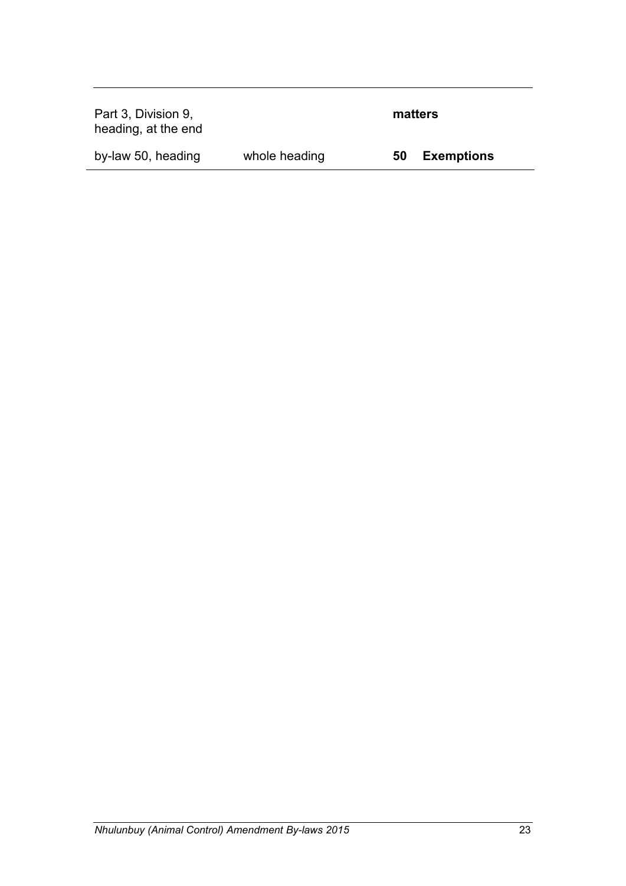| | | |
|---|---|---|
| Part 3, Division 9, heading, at the end | | **matters** |
| by-law 50, heading | whole heading | **50 Exemptions** |